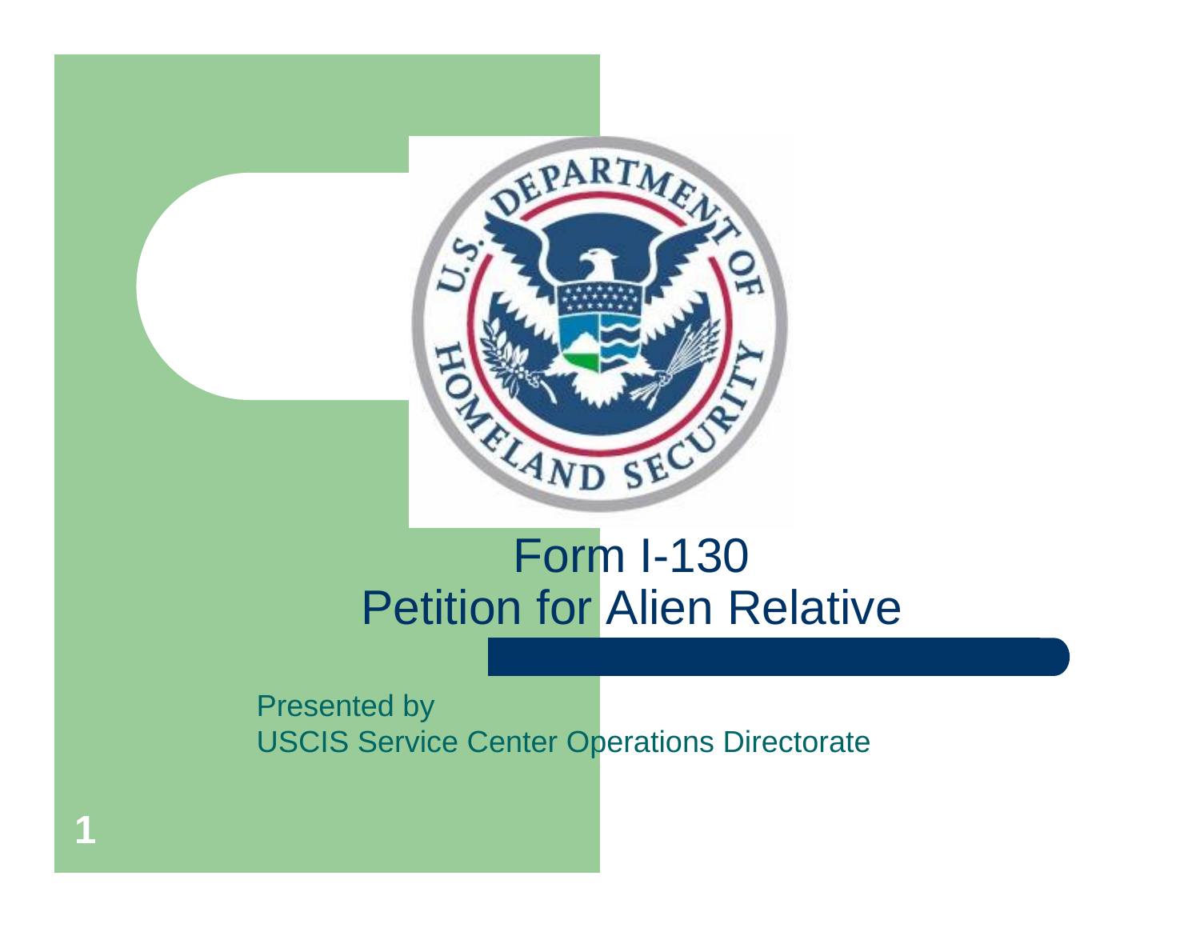# Form I-130
# Petition for Alien Relative

Presented by
USCIS Service Center Operations Directorate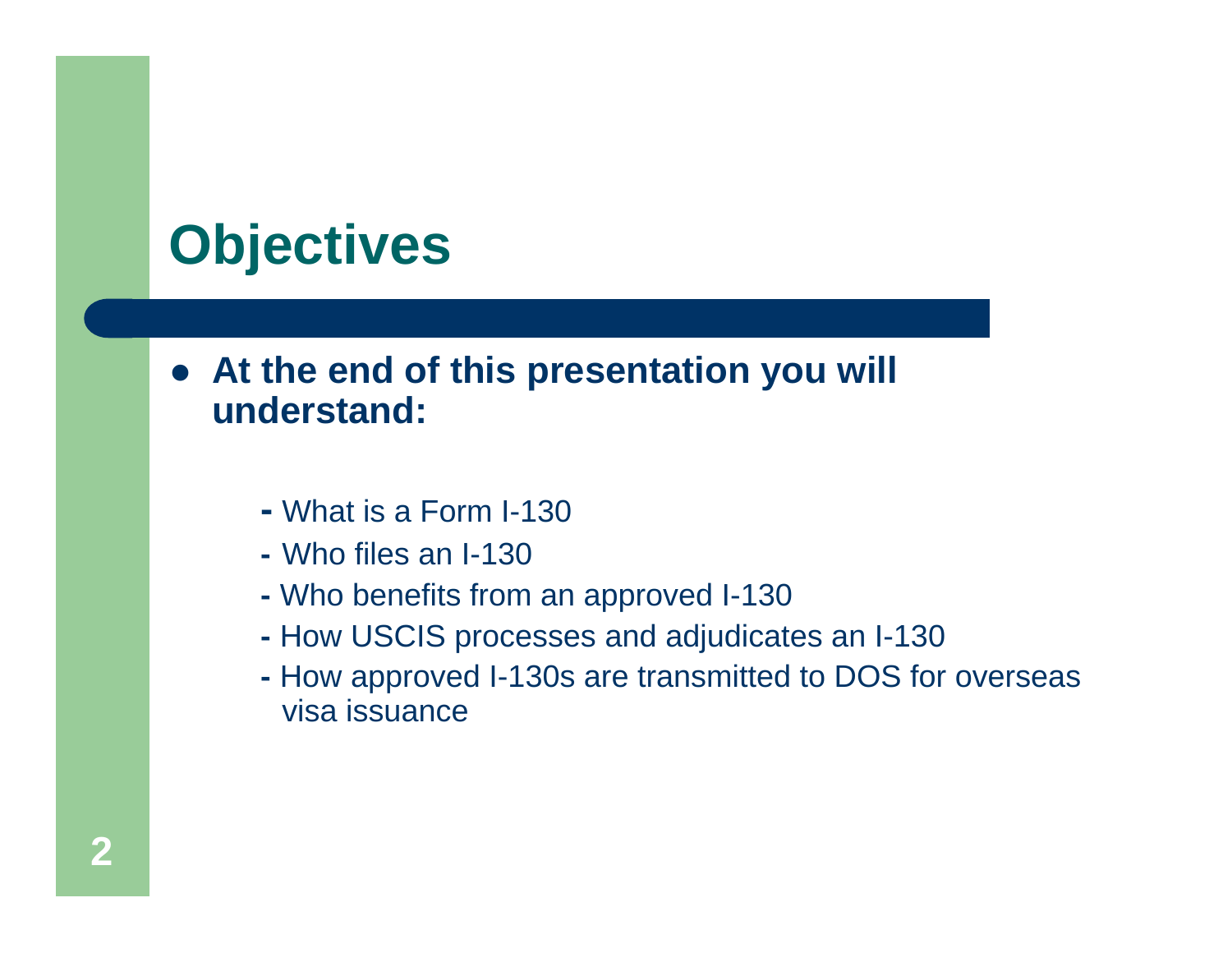# Objectives

- **At the end of this presentation you will understand:**
  - What is a Form I-130
  - Who files an I-130
  - Who benefits from an approved I-130
  - How USCIS processes and adjudicates an I-130
  - How approved I-130s are transmitted to DOS for overseas visa issuance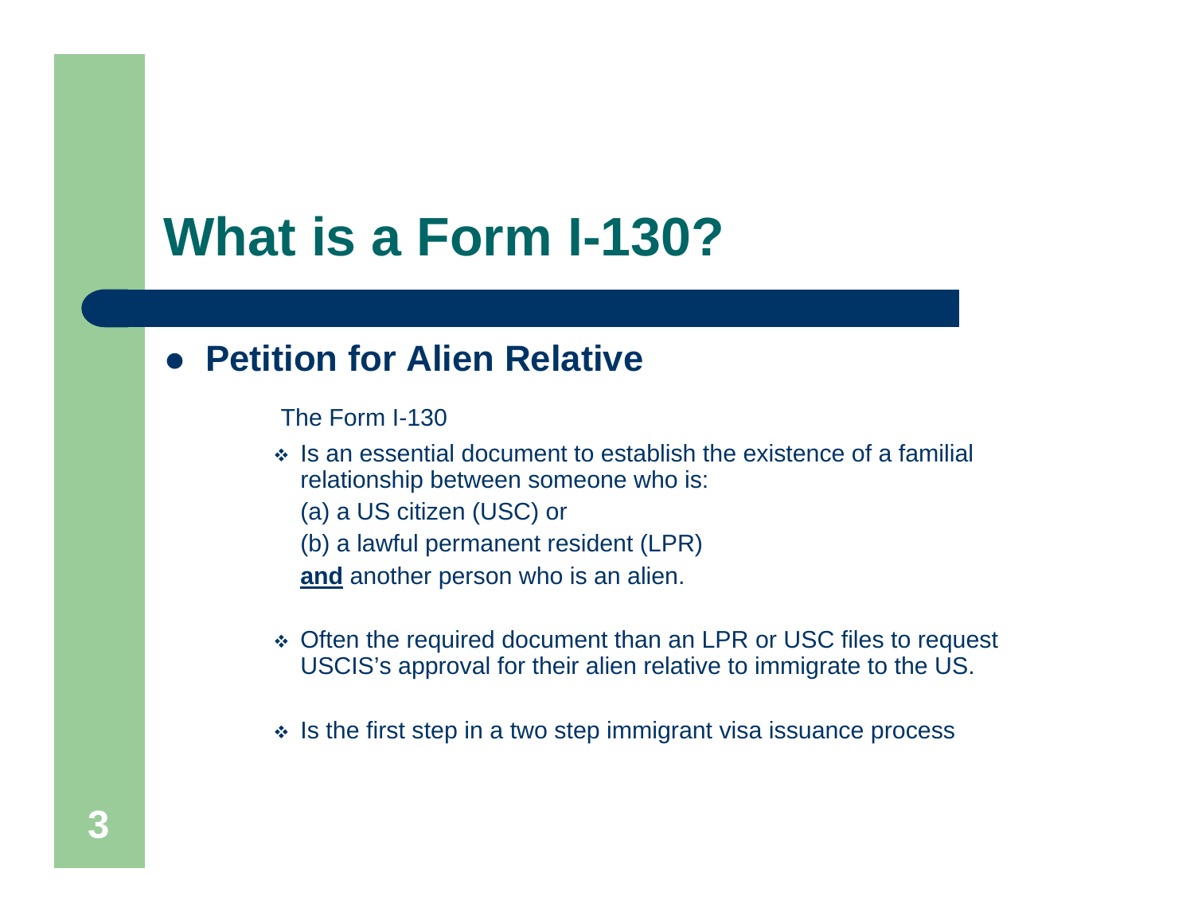# What is a Form I-130?

- **Petition for Alien Relative**

  The Form I-130

  - Is an essential document to establish the existence of a familial relationship between someone who is:

    (a) a US citizen (USC) or

    (b) a lawful permanent resident (LPR)

    **and** another person who is an alien.

  - Often the required document than an LPR or USC files to request USCIS's approval for their alien relative to immigrate to the US.

  - Is the first step in a two step immigrant visa issuance process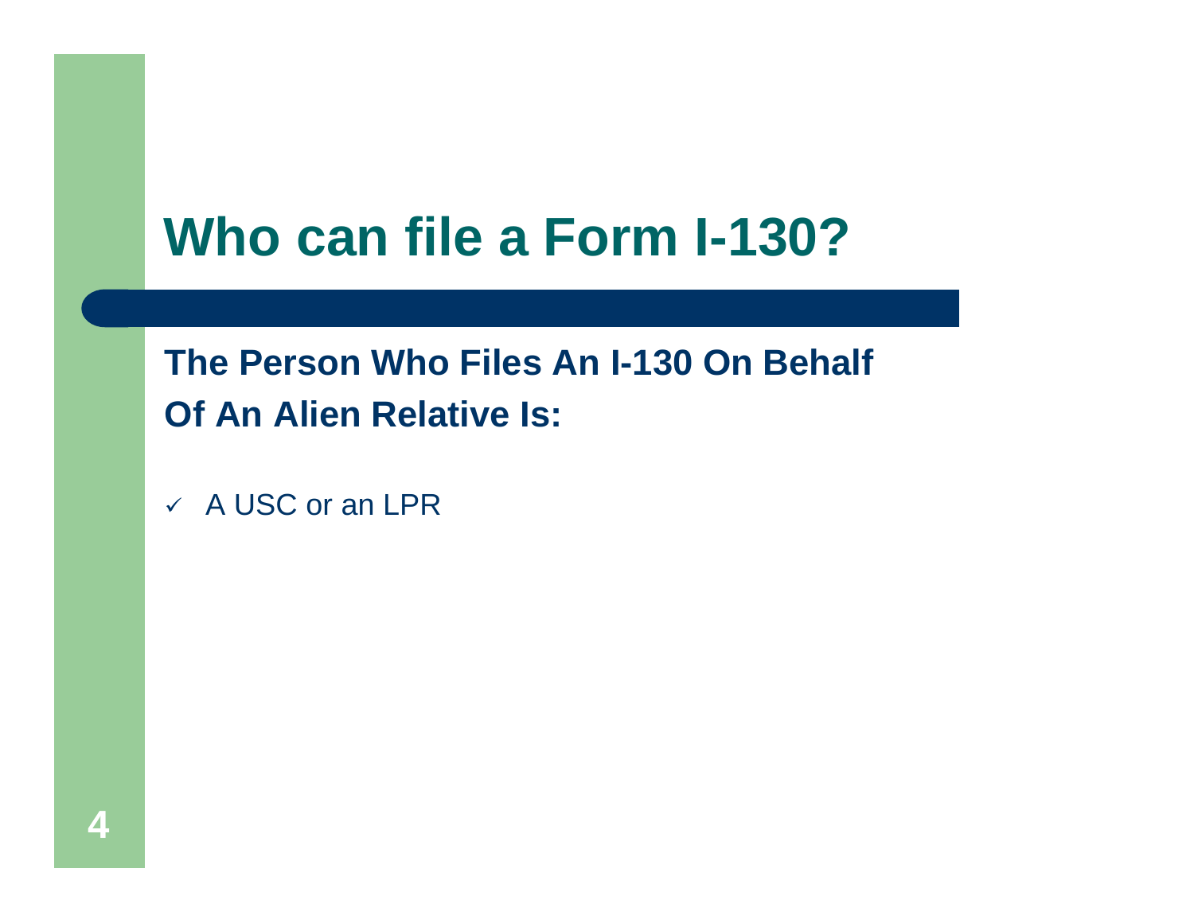# Who can file a Form I-130?

**The Person Who Files An I-130 On Behalf Of An Alien Relative Is:**

- ✓ A USC or an LPR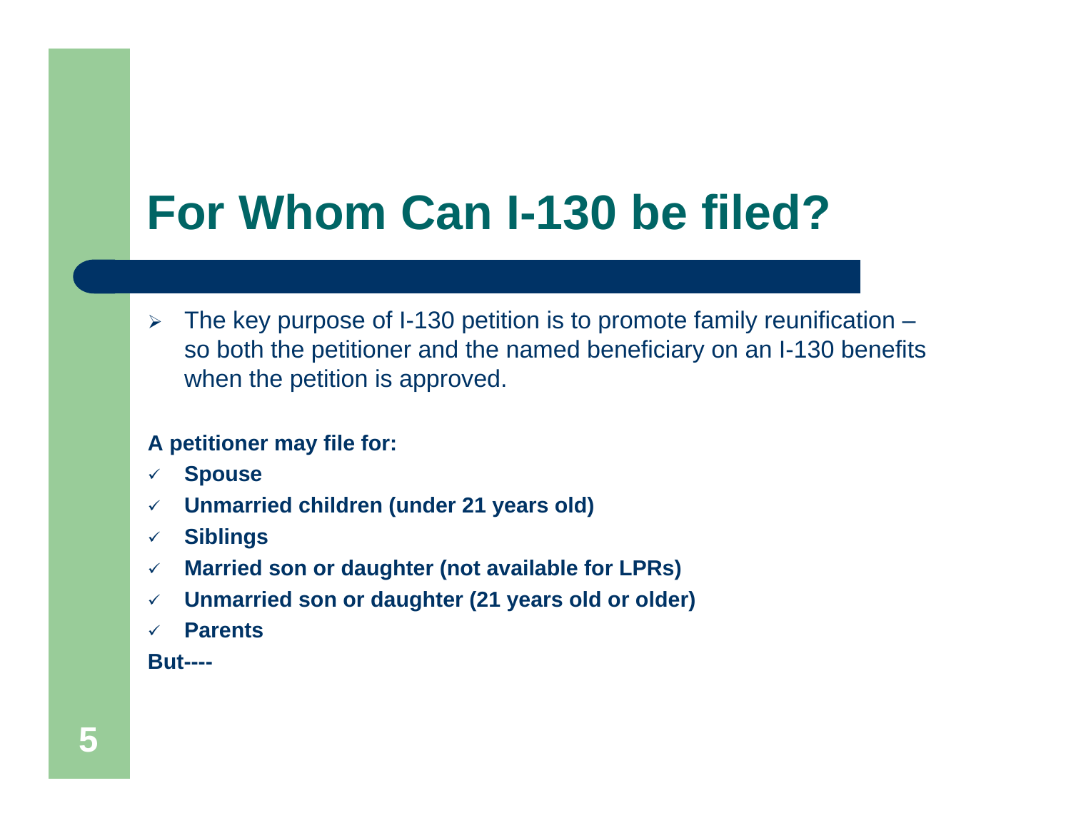# For Whom Can I-130 be filed?

- The key purpose of I-130 petition is to promote family reunification – so both the petitioner and the named beneficiary on an I-130 benefits when the petition is approved.

**A petitioner may file for:**

- ✓ **Spouse**
- ✓ **Unmarried children (under 21 years old)**
- ✓ **Siblings**
- ✓ **Married son or daughter (not available for LPRs)**
- ✓ **Unmarried son or daughter (21 years old or older)**
- ✓ **Parents**

**But----**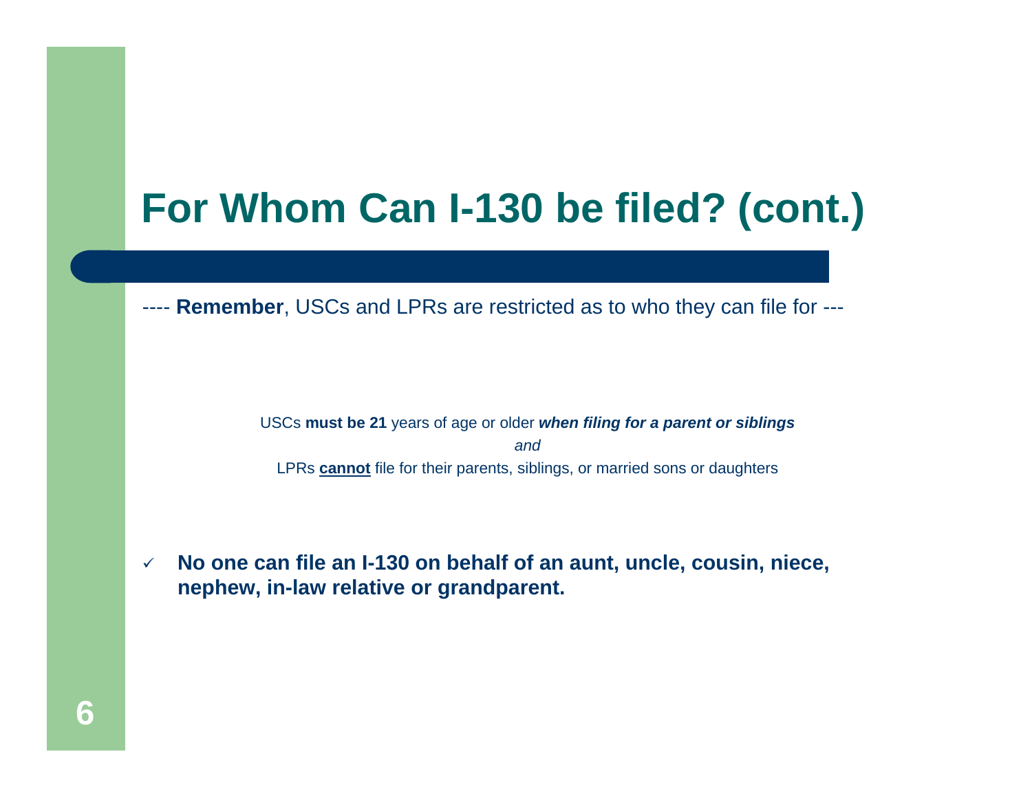# For Whom Can I-130 be filed? (cont.)

---- **Remember**, USCs and LPRs are restricted as to who they can file for ---

USCs **must be 21** years of age or older ***when filing for a parent or siblings***

*and*

LPRs **cannot** file for their parents, siblings, or married sons or daughters

- ✓ **No one can file an I-130 on behalf of an aunt, uncle, cousin, niece, nephew, in-law relative or grandparent.**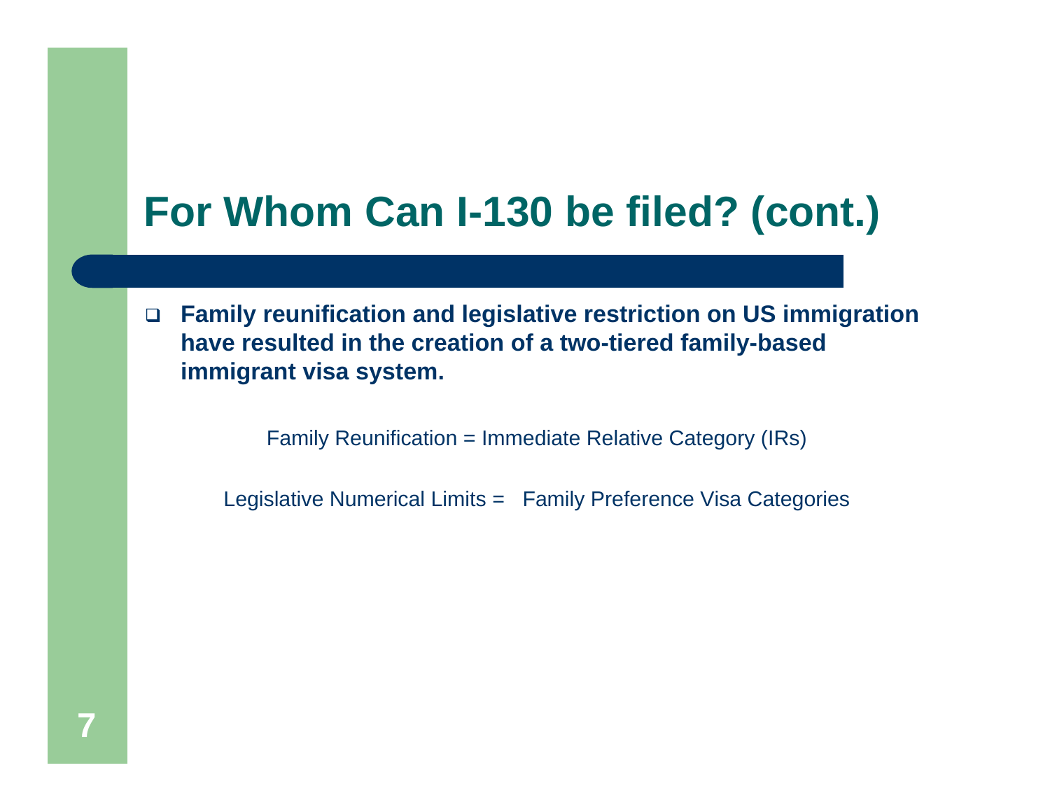# For Whom Can I-130 be filed? (cont.)

- **Family reunification and legislative restriction on US immigration have resulted in the creation of a two-tiered family-based immigrant visa system.**

Family Reunification = Immediate Relative Category (IRs)

Legislative Numerical Limits = Family Preference Visa Categories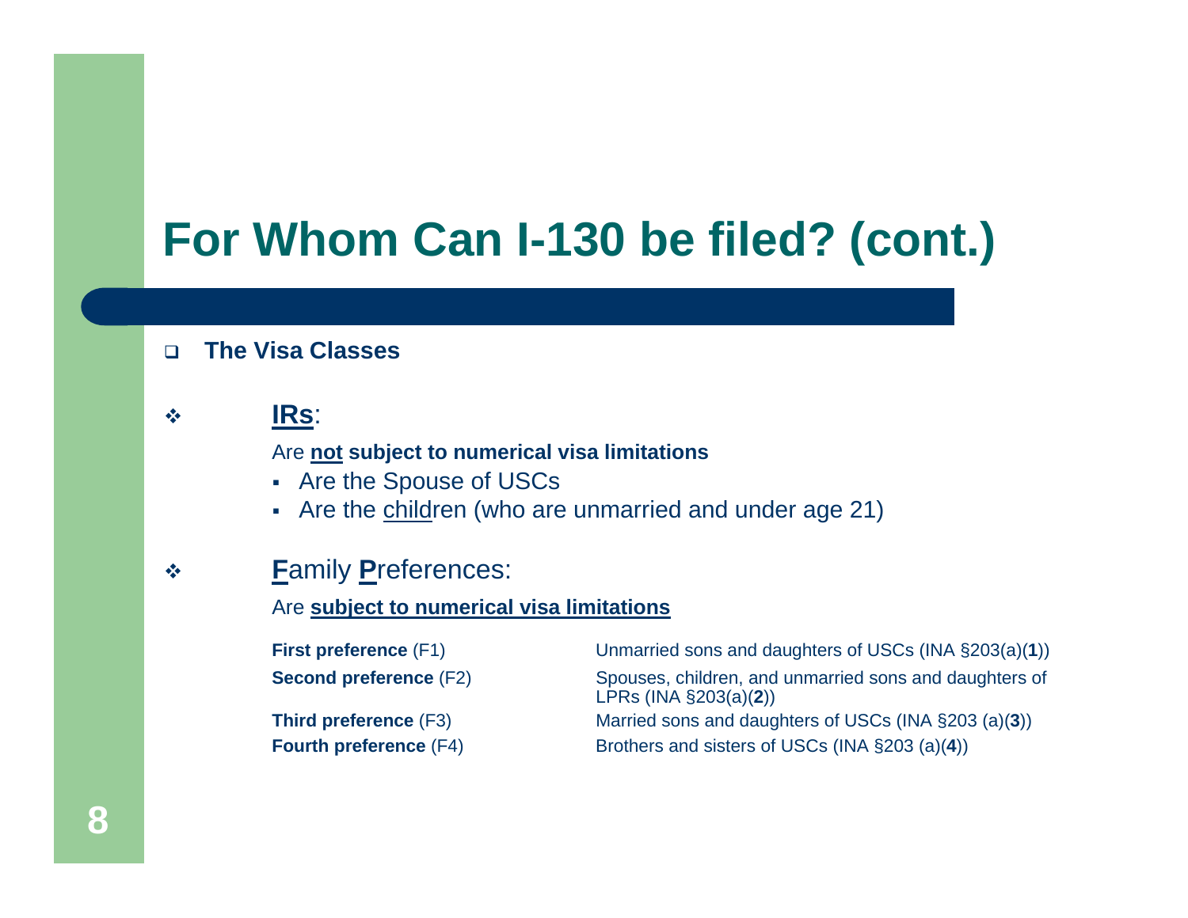# For Whom Can I-130 be filed? (cont.)

- **The Visa Classes**

- **<u>IRs</u>**:

  Are **<u>not</u> subject to numerical visa limitations**

  - Are the Spouse of USCs
  - Are the <u>child</u>ren (who are unmarried and under age 21)

- **<u>F</u>**amily **<u>P</u>**references:

  Are **<u>subject to numerical visa limitations</u>**

| | |
|---|---|
| **First preference** (F1) | Unmarried sons and daughters of USCs (INA §203(a)(**1**)) |
| **Second preference** (F2) | Spouses, children, and unmarried sons and daughters of LPRs (INA §203(a)(**2**)) |
| **Third preference** (F3) | Married sons and daughters of USCs (INA §203 (a)(**3**)) |
| **Fourth preference** (F4) | Brothers and sisters of USCs (INA §203 (a)(**4**)) |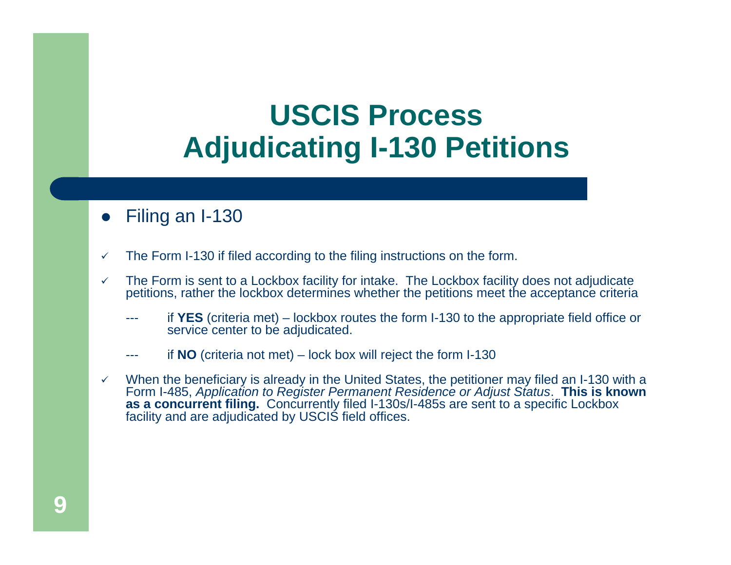# USCIS Process
# Adjudicating I-130 Petitions

- Filing an I-130

- ✓ The Form I-130 if filed according to the filing instructions on the form.
- ✓ The Form is sent to a Lockbox facility for intake. The Lockbox facility does not adjudicate petitions, rather the lockbox determines whether the petitions meet the acceptance criteria
  - --- if **YES** (criteria met) – lockbox routes the form I-130 to the appropriate field office or service center to be adjudicated.
  - --- if **NO** (criteria not met) – lock box will reject the form I-130
- ✓ When the beneficiary is already in the United States, the petitioner may filed an I-130 with a Form I-485, *Application to Register Permanent Residence or Adjust Status*. **This is known as a concurrent filing.** Concurrently filed I-130s/I-485s are sent to a specific Lockbox facility and are adjudicated by USCIS field offices.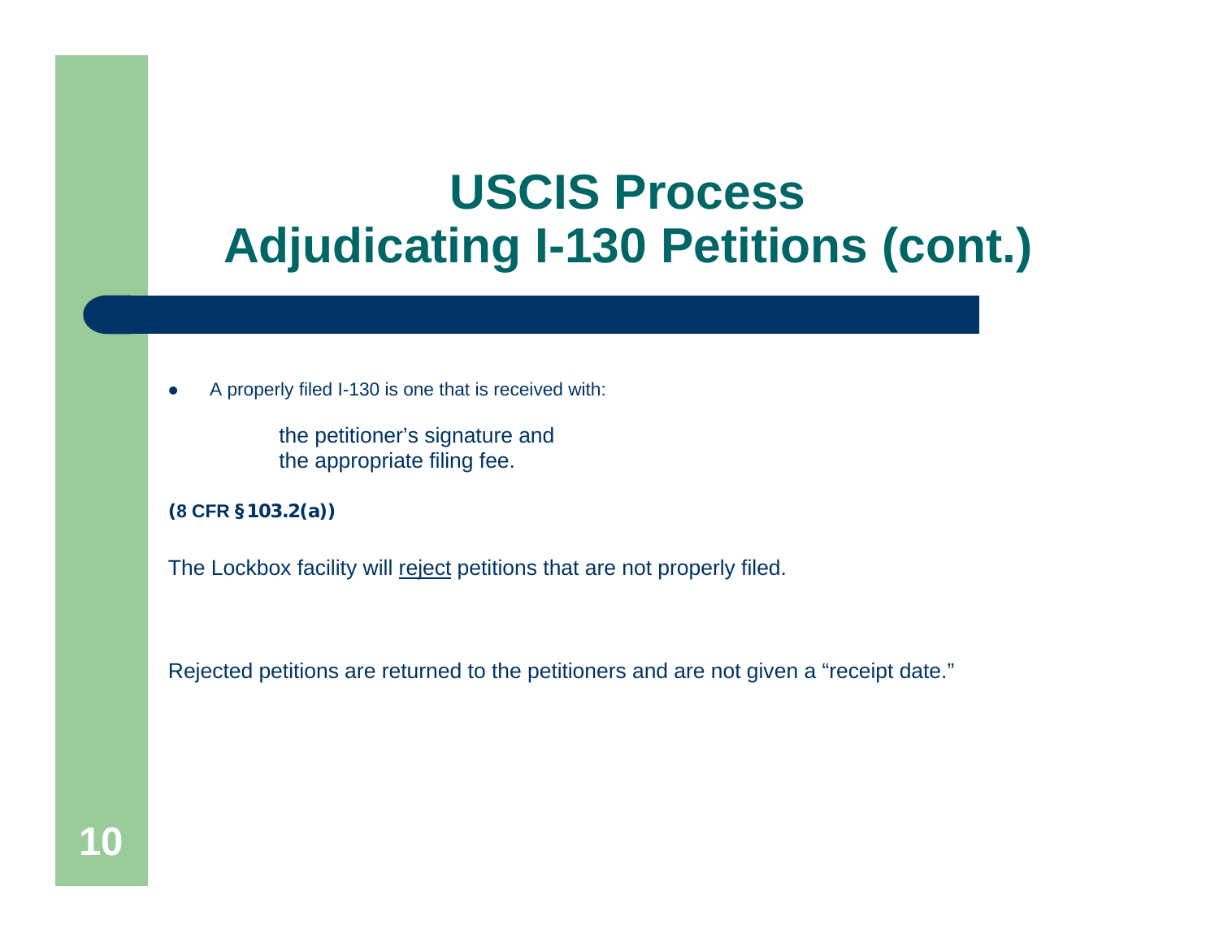# USCIS Process
# Adjudicating I-130 Petitions (cont.)

- A properly filed I-130 is one that is received with:

  the petitioner's signature and
  the appropriate filing fee.

**(8 CFR §103.2(a))**

The Lockbox facility will <u>reject</u> petitions that are not properly filed.

Rejected petitions are returned to the petitioners and are not given a "receipt date."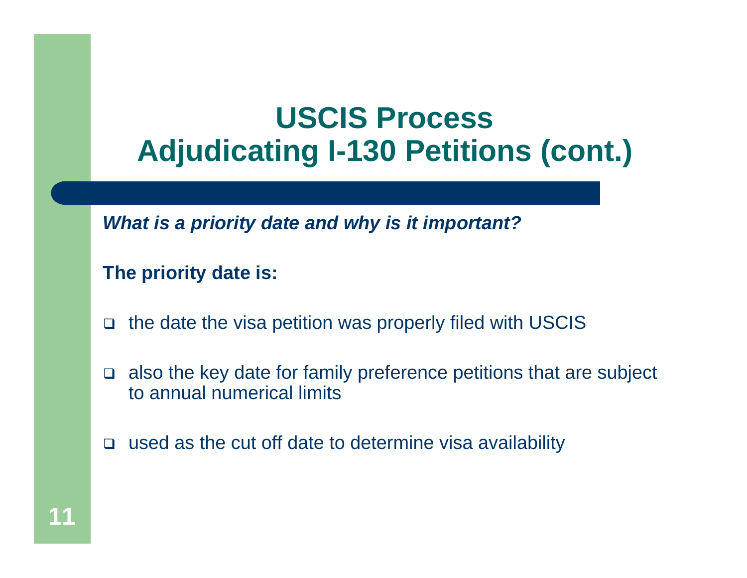# USCIS Process
# Adjudicating I-130 Petitions (cont.)

***What is a priority date and why is it important?***

**The priority date is:**

- the date the visa petition was properly filed with USCIS
- also the key date for family preference petitions that are subject to annual numerical limits
- used as the cut off date to determine visa availability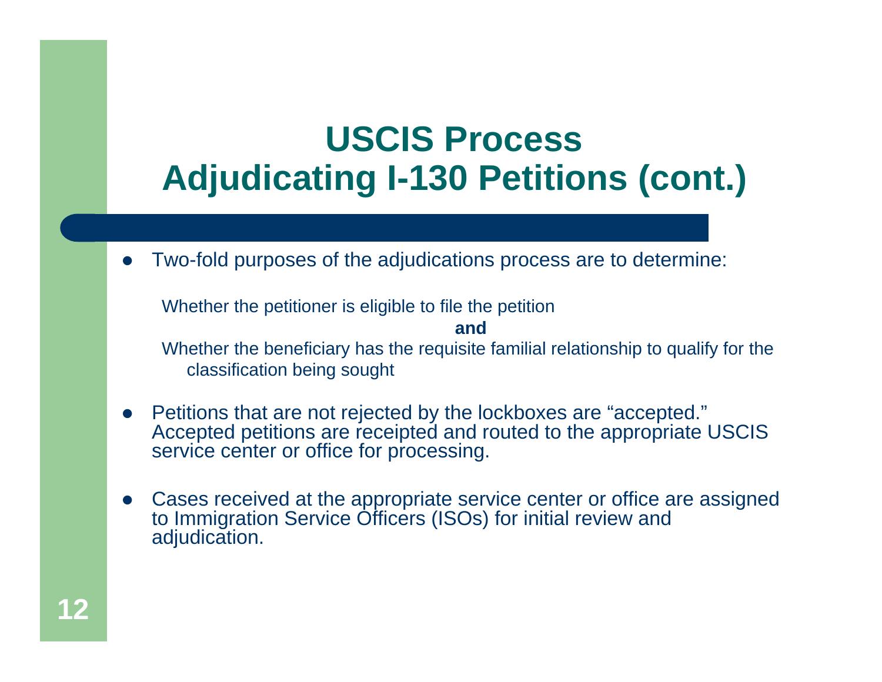# USCIS Process
# Adjudicating I-130 Petitions (cont.)

- Two-fold purposes of the adjudications process are to determine:

  Whether the petitioner is eligible to file the petition

  **and**

  Whether the beneficiary has the requisite familial relationship to qualify for the classification being sought

- Petitions that are not rejected by the lockboxes are "accepted." Accepted petitions are receipted and routed to the appropriate USCIS service center or office for processing.

- Cases received at the appropriate service center or office are assigned to Immigration Service Officers (ISOs) for initial review and adjudication.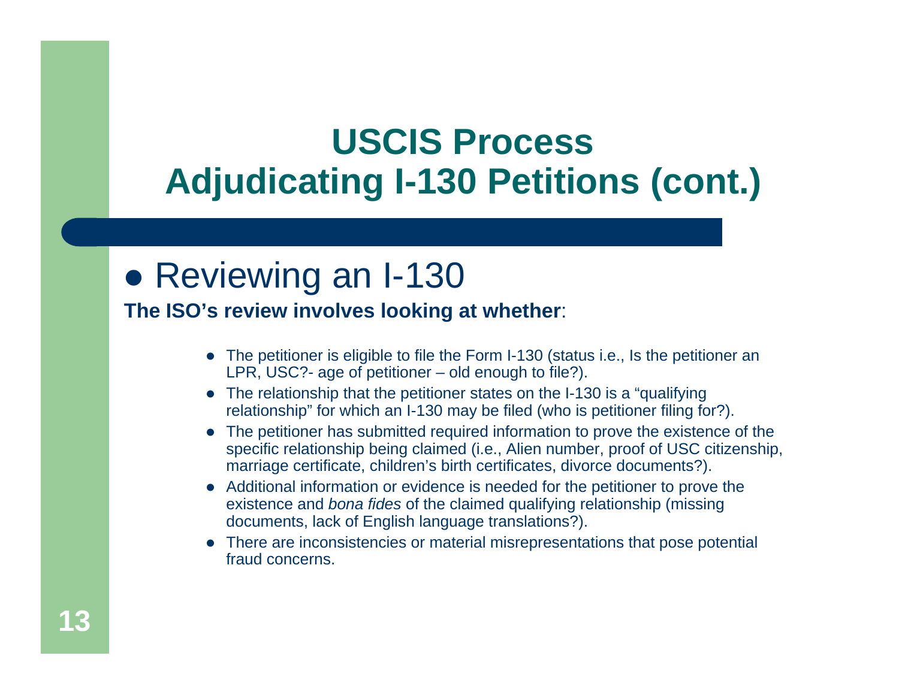# USCIS Process
# Adjudicating I-130 Petitions (cont.)

- Reviewing an I-130

**The ISO's review involves looking at whether**:

- The petitioner is eligible to file the Form I-130 (status i.e., Is the petitioner an LPR, USC?- age of petitioner – old enough to file?).
- The relationship that the petitioner states on the I-130 is a "qualifying relationship" for which an I-130 may be filed (who is petitioner filing for?).
- The petitioner has submitted required information to prove the existence of the specific relationship being claimed (i.e., Alien number, proof of USC citizenship, marriage certificate, children's birth certificates, divorce documents?).
- Additional information or evidence is needed for the petitioner to prove the existence and *bona fides* of the claimed qualifying relationship (missing documents, lack of English language translations?).
- There are inconsistencies or material misrepresentations that pose potential fraud concerns.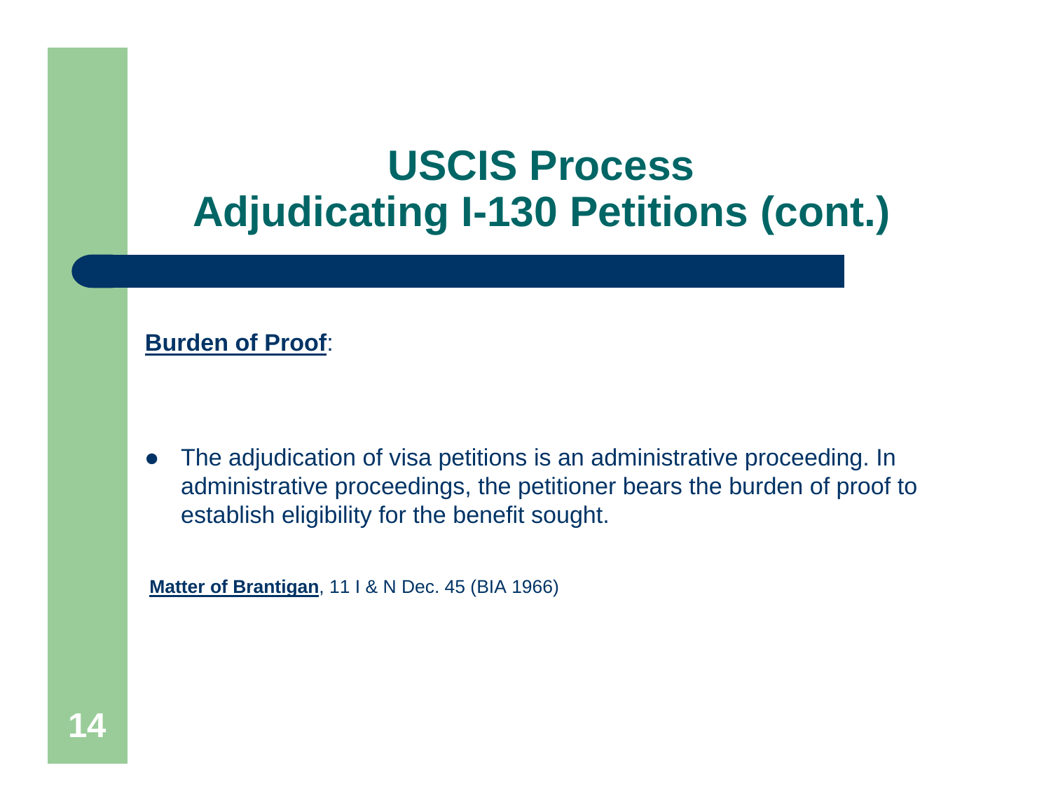# USCIS Process
# Adjudicating I-130 Petitions (cont.)

**Burden of Proof**:

- The adjudication of visa petitions is an administrative proceeding. In administrative proceedings, the petitioner bears the burden of proof to establish eligibility for the benefit sought.

**Matter of Brantigan**, 11 I & N Dec. 45 (BIA 1966)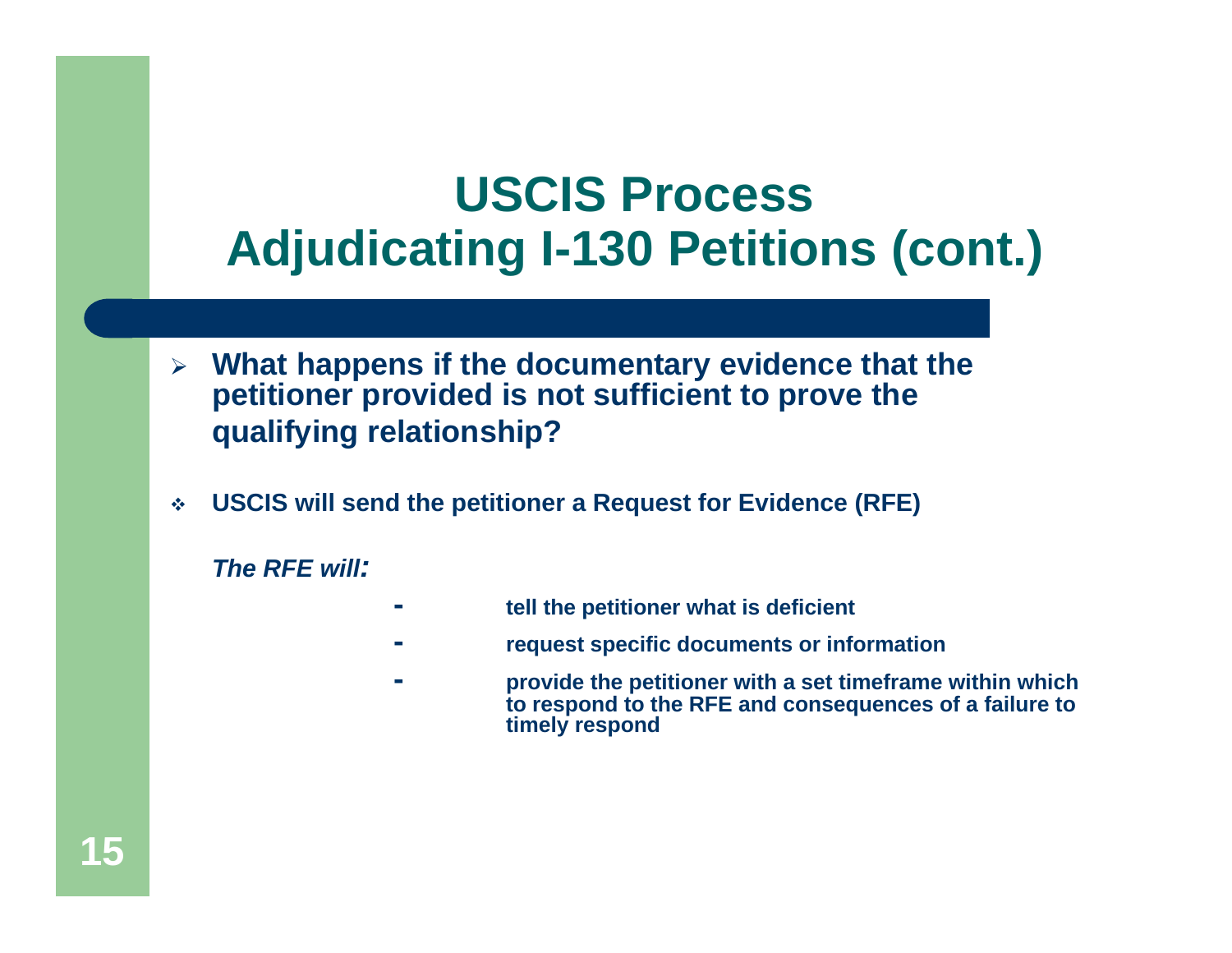# USCIS Process
# Adjudicating I-130 Petitions (cont.)

- **What happens if the documentary evidence that the petitioner provided is not sufficient to prove the qualifying relationship?**

- **USCIS will send the petitioner a Request for Evidence (RFE)**

***The RFE will:***

- **tell the petitioner what is deficient**
- **request specific documents or information**
- **provide the petitioner with a set timeframe within which to respond to the RFE and consequences of a failure to timely respond**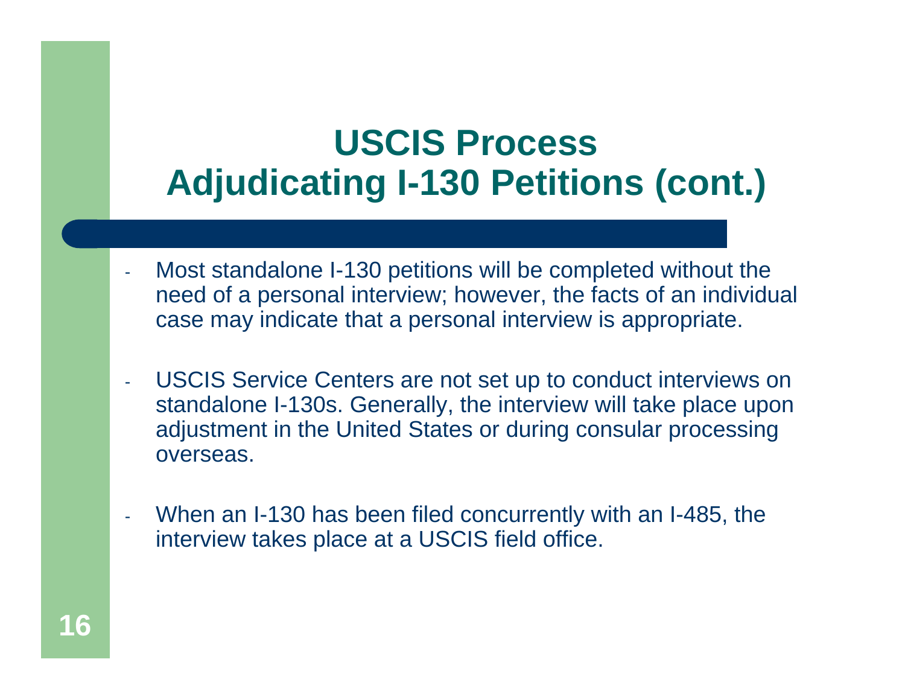# USCIS Process
# Adjudicating I-130 Petitions (cont.)

- Most standalone I-130 petitions will be completed without the need of a personal interview; however, the facts of an individual case may indicate that a personal interview is appropriate.

- USCIS Service Centers are not set up to conduct interviews on standalone I-130s. Generally, the interview will take place upon adjustment in the United States or during consular processing overseas.

- When an I-130 has been filed concurrently with an I-485, the interview takes place at a USCIS field office.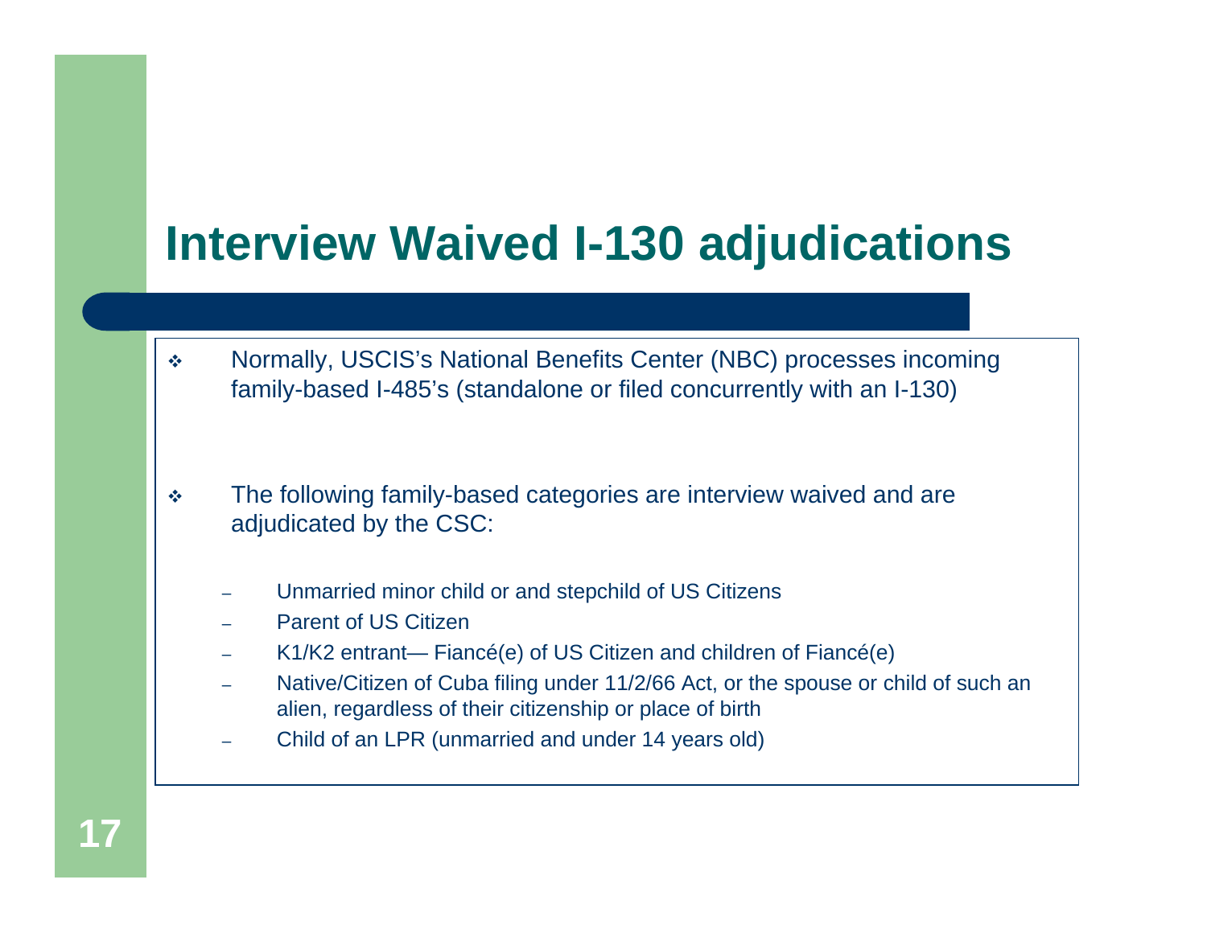# Interview Waived I-130 adjudications

- Normally, USCIS's National Benefits Center (NBC) processes incoming family-based I-485's (standalone or filed concurrently with an I-130)

- The following family-based categories are interview waived and are adjudicated by the CSC:
  - Unmarried minor child or and stepchild of US Citizens
  - Parent of US Citizen
  - K1/K2 entrant— Fiancé(e) of US Citizen and children of Fiancé(e)
  - Native/Citizen of Cuba filing under 11/2/66 Act, or the spouse or child of such an alien, regardless of their citizenship or place of birth
  - Child of an LPR (unmarried and under 14 years old)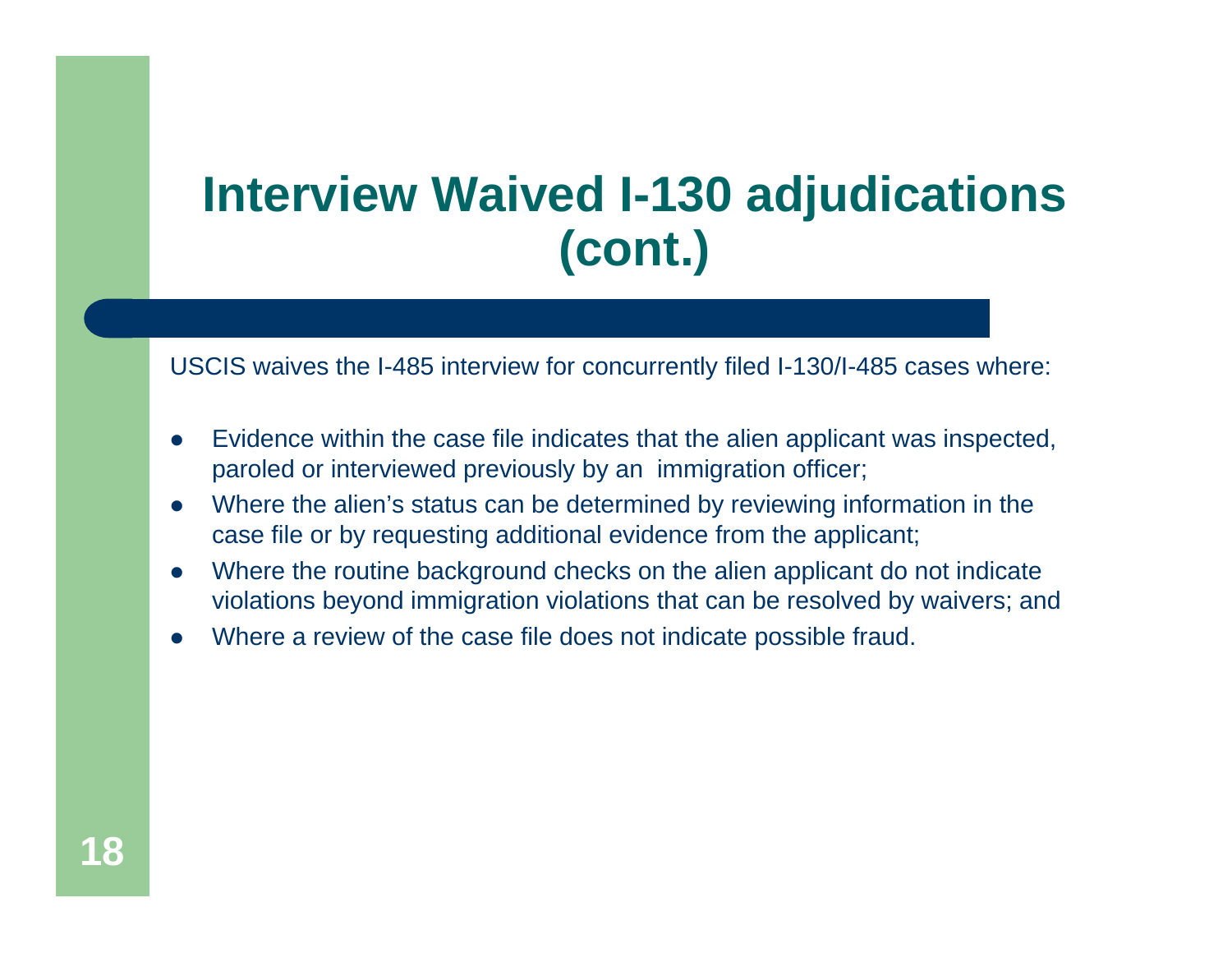# Interview Waived I-130 adjudications (cont.)

USCIS waives the I-485 interview for concurrently filed I-130/I-485 cases where:

- Evidence within the case file indicates that the alien applicant was inspected, paroled or interviewed previously by an immigration officer;
- Where the alien's status can be determined by reviewing information in the case file or by requesting additional evidence from the applicant;
- Where the routine background checks on the alien applicant do not indicate violations beyond immigration violations that can be resolved by waivers; and
- Where a review of the case file does not indicate possible fraud.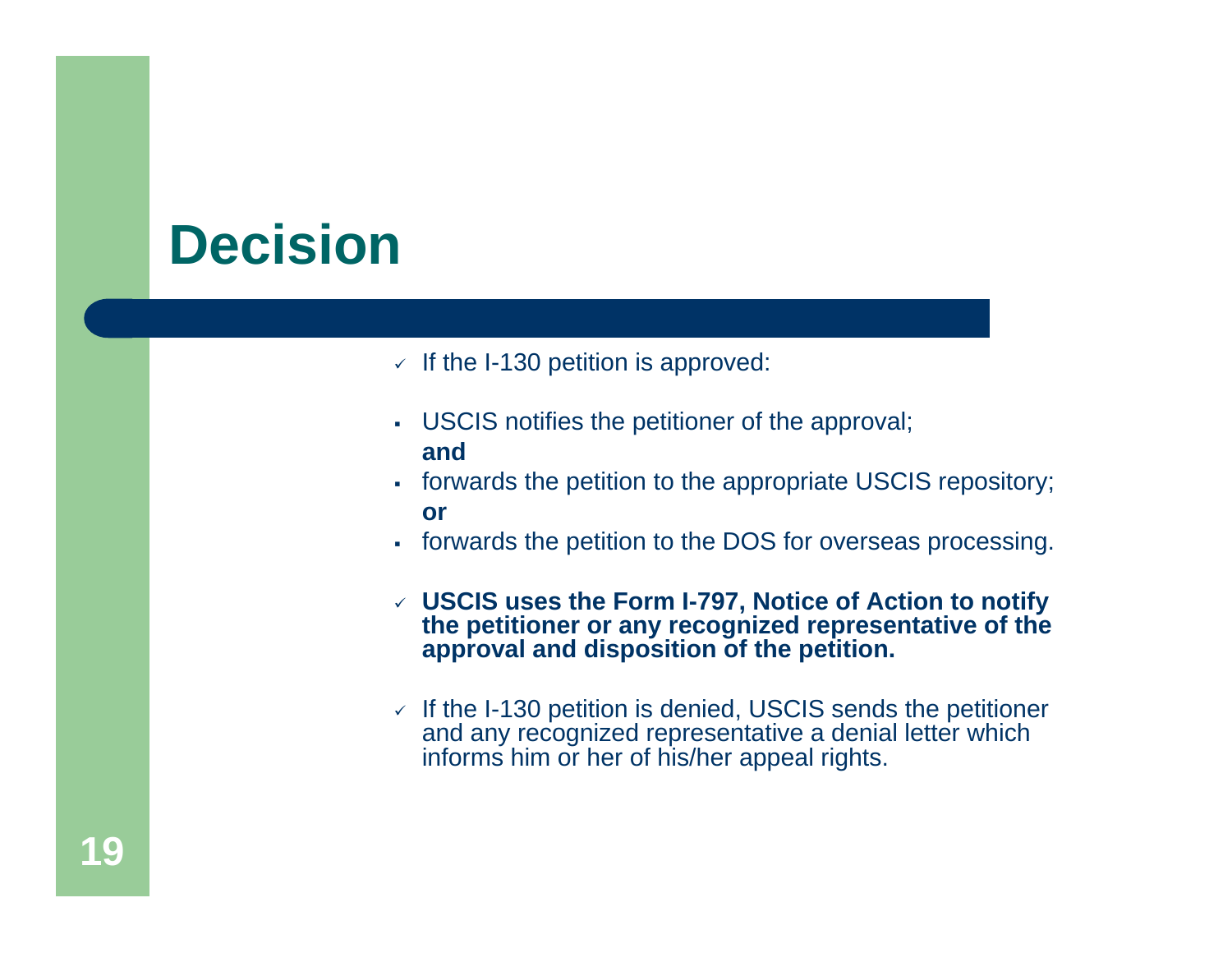# Decision

- If the I-130 petition is approved:
  - USCIS notifies the petitioner of the approval; **and**
  - forwards the petition to the appropriate USCIS repository; **or**
  - forwards the petition to the DOS for overseas processing.
- **USCIS uses the Form I-797, Notice of Action to notify the petitioner or any recognized representative of the approval and disposition of the petition.**
- If the I-130 petition is denied, USCIS sends the petitioner and any recognized representative a denial letter which informs him or her of his/her appeal rights.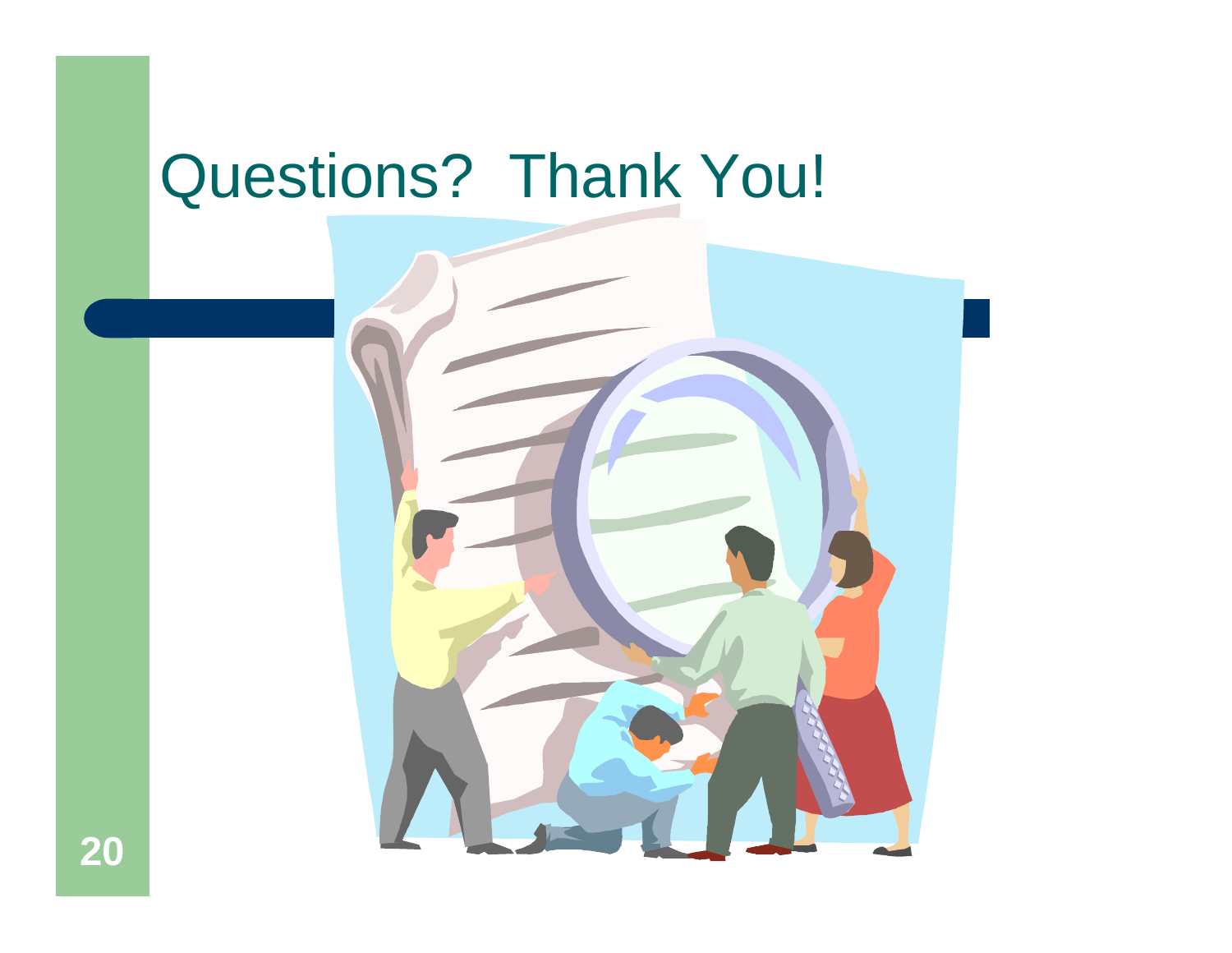# Questions? Thank You!